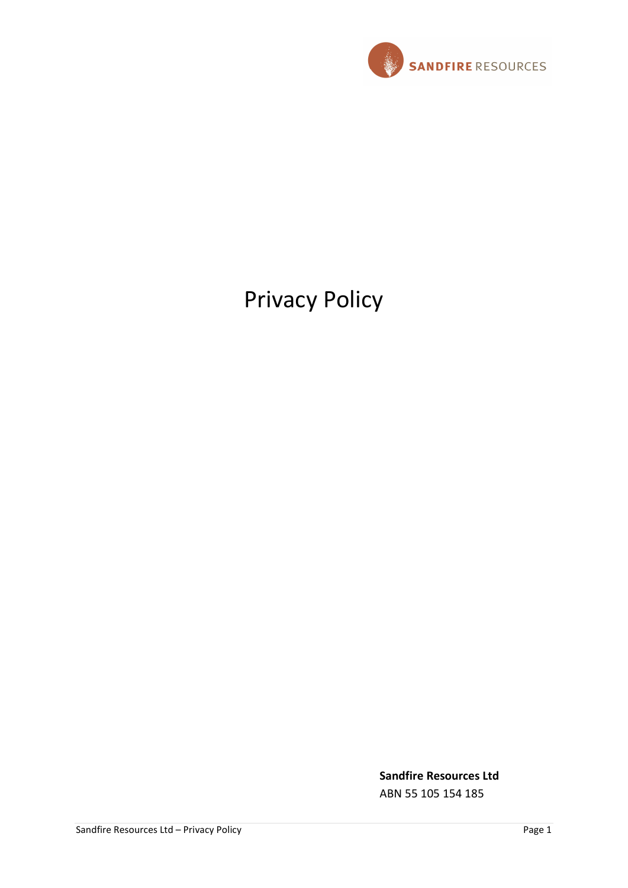SANDFIRE RESOURCES

# Privacy Policy

**Sandfire Resources Ltd**
ABN 55 105 154 185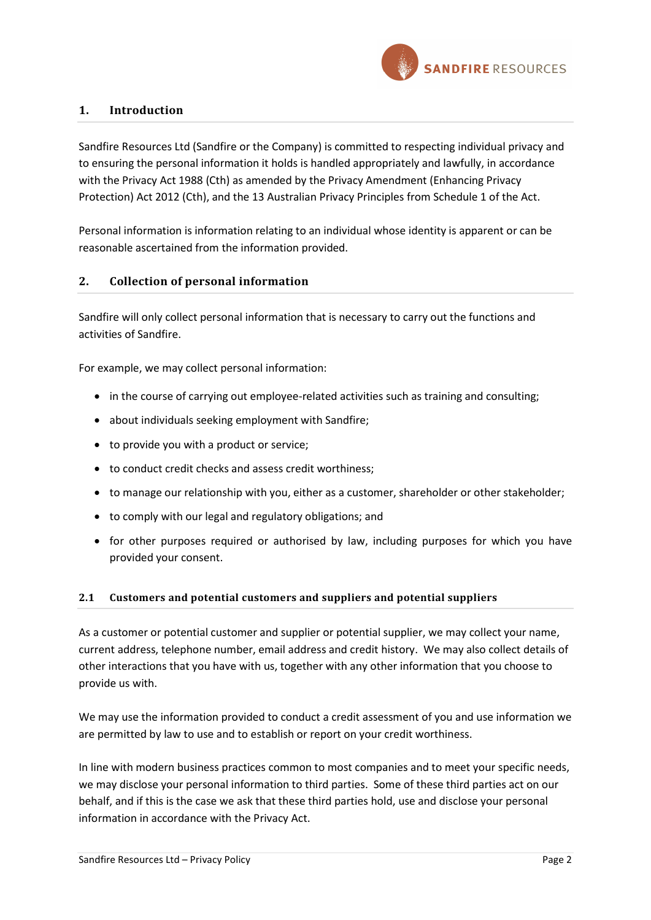## 1. Introduction

Sandfire Resources Ltd (Sandfire or the Company) is committed to respecting individual privacy and to ensuring the personal information it holds is handled appropriately and lawfully, in accordance with the Privacy Act 1988 (Cth) as amended by the Privacy Amendment (Enhancing Privacy Protection) Act 2012 (Cth), and the 13 Australian Privacy Principles from Schedule 1 of the Act.

Personal information is information relating to an individual whose identity is apparent or can be reasonable ascertained from the information provided.

## 2. Collection of personal information

Sandfire will only collect personal information that is necessary to carry out the functions and activities of Sandfire.

For example, we may collect personal information:

- in the course of carrying out employee-related activities such as training and consulting;
- about individuals seeking employment with Sandfire;
- to provide you with a product or service;
- to conduct credit checks and assess credit worthiness;
- to manage our relationship with you, either as a customer, shareholder or other stakeholder;
- to comply with our legal and regulatory obligations; and
- for other purposes required or authorised by law, including purposes for which you have provided your consent.

### 2.1 Customers and potential customers and suppliers and potential suppliers

As a customer or potential customer and supplier or potential supplier, we may collect your name, current address, telephone number, email address and credit history. We may also collect details of other interactions that you have with us, together with any other information that you choose to provide us with.

We may use the information provided to conduct a credit assessment of you and use information we are permitted by law to use and to establish or report on your credit worthiness.

In line with modern business practices common to most companies and to meet your specific needs, we may disclose your personal information to third parties. Some of these third parties act on our behalf, and if this is the case we ask that these third parties hold, use and disclose your personal information in accordance with the Privacy Act.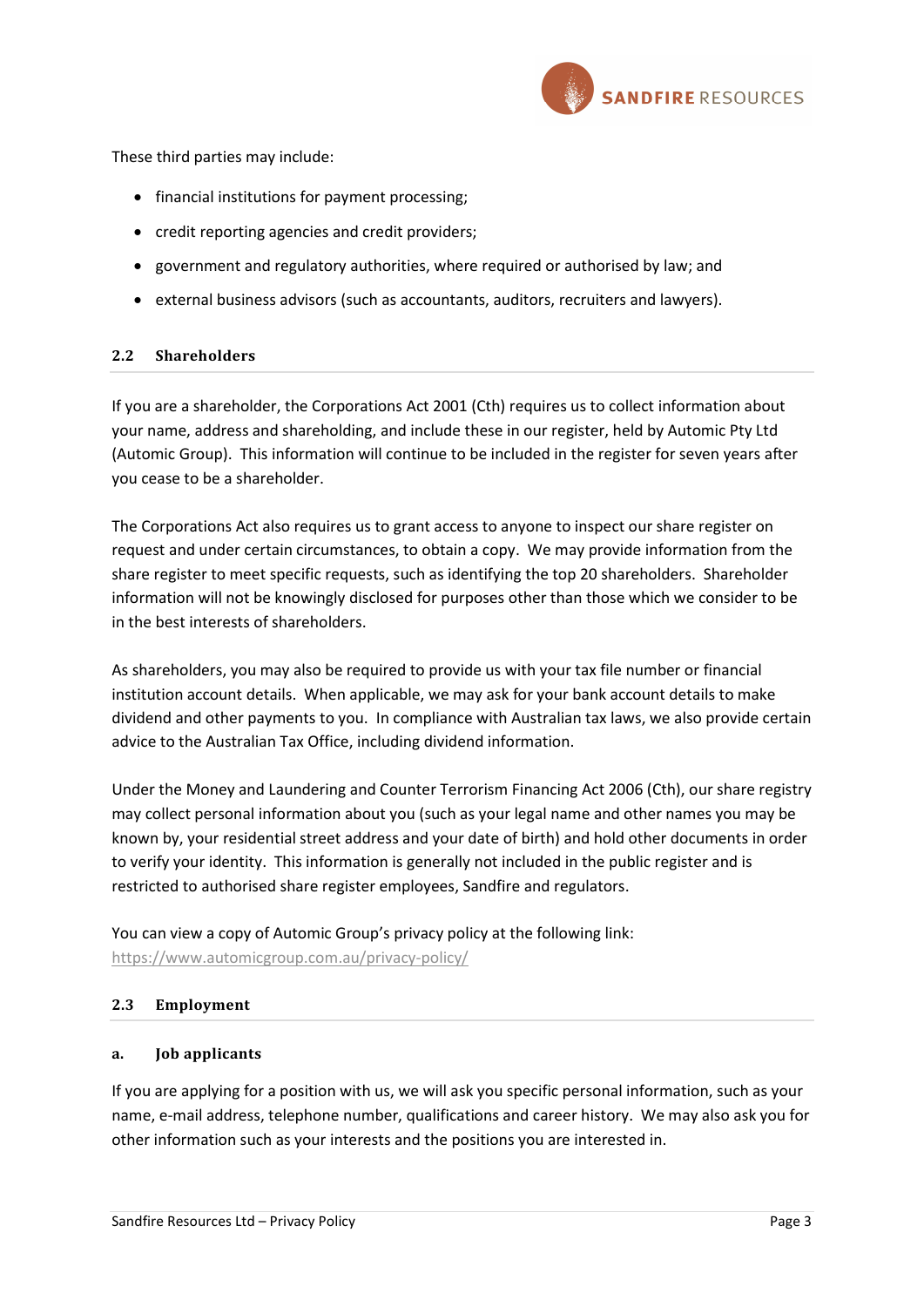These third parties may include:

- financial institutions for payment processing;
- credit reporting agencies and credit providers;
- government and regulatory authorities, where required or authorised by law; and
- external business advisors (such as accountants, auditors, recruiters and lawyers).

### 2.2 Shareholders

If you are a shareholder, the Corporations Act 2001 (Cth) requires us to collect information about your name, address and shareholding, and include these in our register, held by Automic Pty Ltd (Automic Group). This information will continue to be included in the register for seven years after you cease to be a shareholder.

The Corporations Act also requires us to grant access to anyone to inspect our share register on request and under certain circumstances, to obtain a copy. We may provide information from the share register to meet specific requests, such as identifying the top 20 shareholders. Shareholder information will not be knowingly disclosed for purposes other than those which we consider to be in the best interests of shareholders.

As shareholders, you may also be required to provide us with your tax file number or financial institution account details. When applicable, we may ask for your bank account details to make dividend and other payments to you. In compliance with Australian tax laws, we also provide certain advice to the Australian Tax Office, including dividend information.

Under the Money and Laundering and Counter Terrorism Financing Act 2006 (Cth), our share registry may collect personal information about you (such as your legal name and other names you may be known by, your residential street address and your date of birth) and hold other documents in order to verify your identity. This information is generally not included in the public register and is restricted to authorised share register employees, Sandfire and regulators.

You can view a copy of Automic Group's privacy policy at the following link: https://www.automicgroup.com.au/privacy-policy/

### 2.3 Employment

#### a. Job applicants

If you are applying for a position with us, we will ask you specific personal information, such as your name, e-mail address, telephone number, qualifications and career history. We may also ask you for other information such as your interests and the positions you are interested in.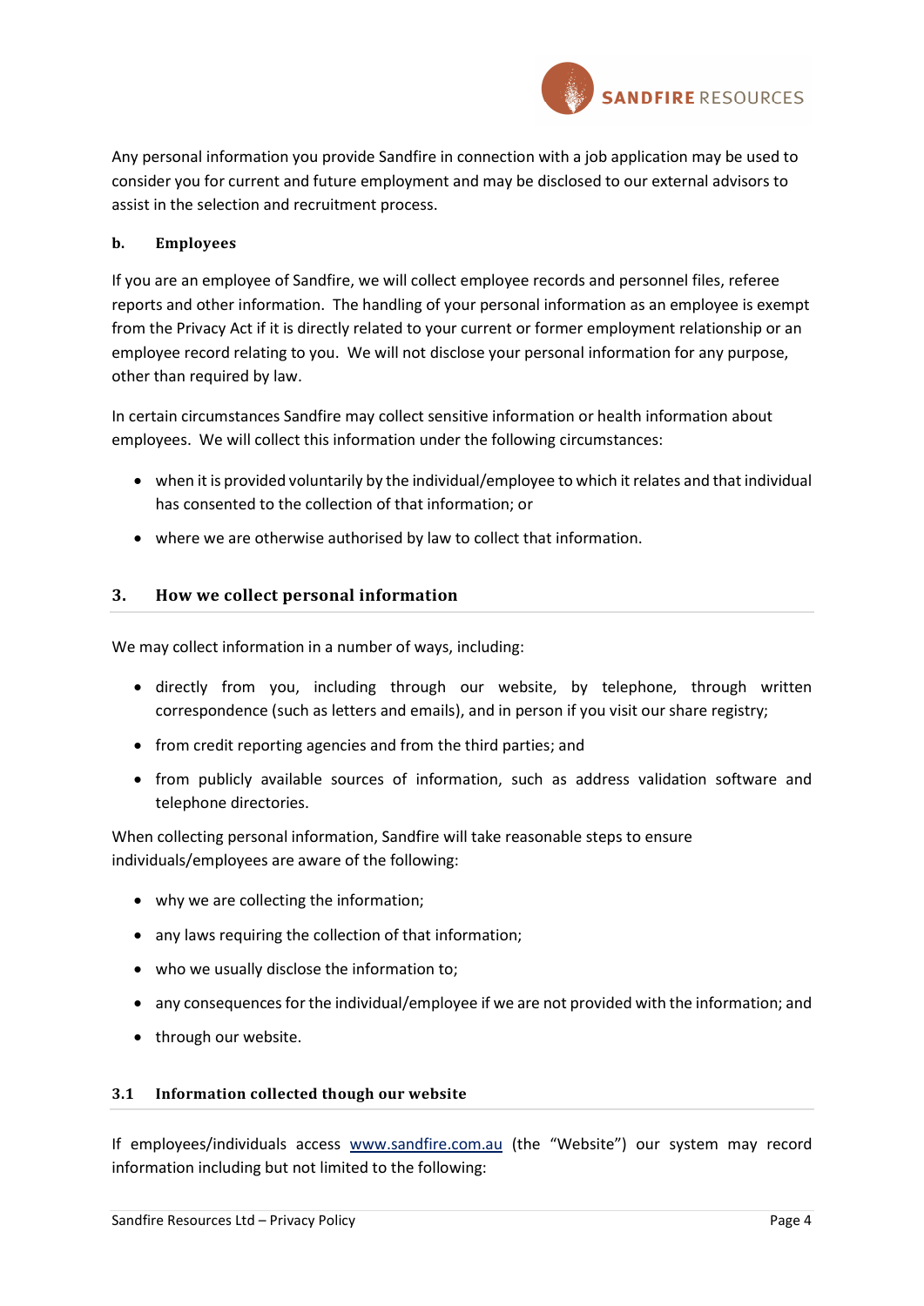Any personal information you provide Sandfire in connection with a job application may be used to consider you for current and future employment and may be disclosed to our external advisors to assist in the selection and recruitment process.

#### b. Employees

If you are an employee of Sandfire, we will collect employee records and personnel files, referee reports and other information. The handling of your personal information as an employee is exempt from the Privacy Act if it is directly related to your current or former employment relationship or an employee record relating to you. We will not disclose your personal information for any purpose, other than required by law.

In certain circumstances Sandfire may collect sensitive information or health information about employees. We will collect this information under the following circumstances:

- when it is provided voluntarily by the individual/employee to which it relates and that individual has consented to the collection of that information; or
- where we are otherwise authorised by law to collect that information.

## 3. How we collect personal information

We may collect information in a number of ways, including:

- directly from you, including through our website, by telephone, through written correspondence (such as letters and emails), and in person if you visit our share registry;
- from credit reporting agencies and from the third parties; and
- from publicly available sources of information, such as address validation software and telephone directories.

When collecting personal information, Sandfire will take reasonable steps to ensure individuals/employees are aware of the following:

- why we are collecting the information;
- any laws requiring the collection of that information;
- who we usually disclose the information to;
- any consequences for the individual/employee if we are not provided with the information; and
- through our website.

### 3.1 Information collected though our website

If employees/individuals access [www.sandfire.com.au](http://www.sandfire.com.au) (the "Website") our system may record information including but not limited to the following: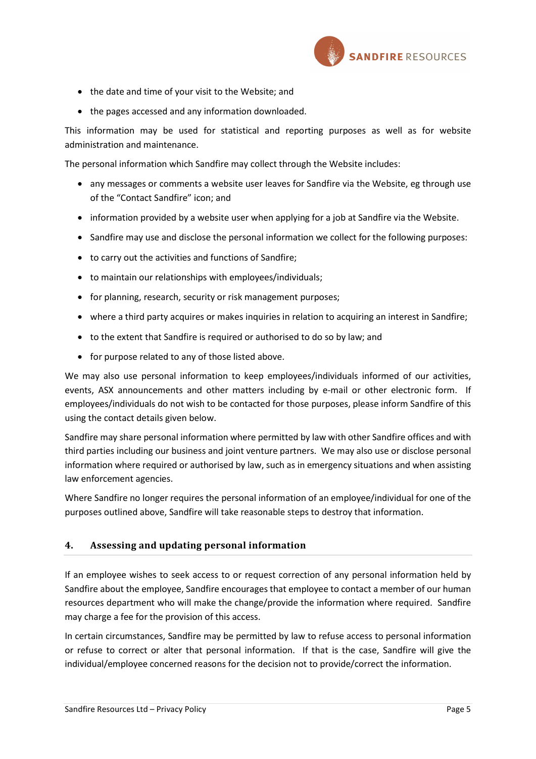- the date and time of your visit to the Website; and
- the pages accessed and any information downloaded.

This information may be used for statistical and reporting purposes as well as for website administration and maintenance.

The personal information which Sandfire may collect through the Website includes:

- any messages or comments a website user leaves for Sandfire via the Website, eg through use of the "Contact Sandfire" icon; and
- information provided by a website user when applying for a job at Sandfire via the Website.
- Sandfire may use and disclose the personal information we collect for the following purposes:
- to carry out the activities and functions of Sandfire;
- to maintain our relationships with employees/individuals;
- for planning, research, security or risk management purposes;
- where a third party acquires or makes inquiries in relation to acquiring an interest in Sandfire;
- to the extent that Sandfire is required or authorised to do so by law; and
- for purpose related to any of those listed above.

We may also use personal information to keep employees/individuals informed of our activities, events, ASX announcements and other matters including by e-mail or other electronic form. If employees/individuals do not wish to be contacted for those purposes, please inform Sandfire of this using the contact details given below.

Sandfire may share personal information where permitted by law with other Sandfire offices and with third parties including our business and joint venture partners. We may also use or disclose personal information where required or authorised by law, such as in emergency situations and when assisting law enforcement agencies.

Where Sandfire no longer requires the personal information of an employee/individual for one of the purposes outlined above, Sandfire will take reasonable steps to destroy that information.

## 4. Assessing and updating personal information

If an employee wishes to seek access to or request correction of any personal information held by Sandfire about the employee, Sandfire encourages that employee to contact a member of our human resources department who will make the change/provide the information where required. Sandfire may charge a fee for the provision of this access.

In certain circumstances, Sandfire may be permitted by law to refuse access to personal information or refuse to correct or alter that personal information. If that is the case, Sandfire will give the individual/employee concerned reasons for the decision not to provide/correct the information.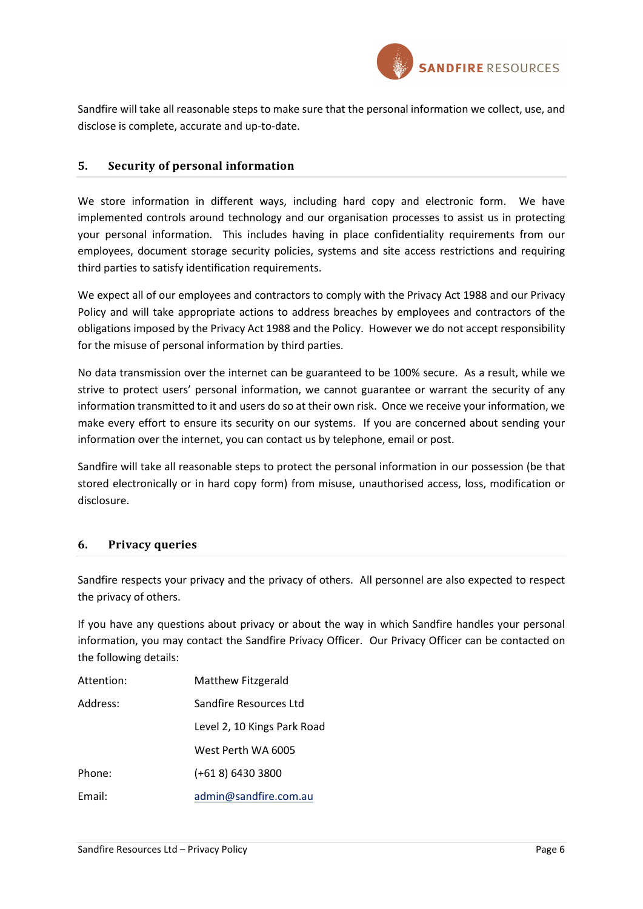Sandfire will take all reasonable steps to make sure that the personal information we collect, use, and disclose is complete, accurate and up-to-date.

## 5. Security of personal information

We store information in different ways, including hard copy and electronic form. We have implemented controls around technology and our organisation processes to assist us in protecting your personal information. This includes having in place confidentiality requirements from our employees, document storage security policies, systems and site access restrictions and requiring third parties to satisfy identification requirements.

We expect all of our employees and contractors to comply with the Privacy Act 1988 and our Privacy Policy and will take appropriate actions to address breaches by employees and contractors of the obligations imposed by the Privacy Act 1988 and the Policy. However we do not accept responsibility for the misuse of personal information by third parties.

No data transmission over the internet can be guaranteed to be 100% secure. As a result, while we strive to protect users' personal information, we cannot guarantee or warrant the security of any information transmitted to it and users do so at their own risk. Once we receive your information, we make every effort to ensure its security on our systems. If you are concerned about sending your information over the internet, you can contact us by telephone, email or post.

Sandfire will take all reasonable steps to protect the personal information in our possession (be that stored electronically or in hard copy form) from misuse, unauthorised access, loss, modification or disclosure.

## 6. Privacy queries

Sandfire respects your privacy and the privacy of others. All personnel are also expected to respect the privacy of others.

If you have any questions about privacy or about the way in which Sandfire handles your personal information, you may contact the Sandfire Privacy Officer. Our Privacy Officer can be contacted on the following details:

| | |
|---|---|
| Attention: | Matthew Fitzgerald |
| Address: | Sandfire Resources Ltd |
| | Level 2, 10 Kings Park Road |
| | West Perth WA 6005 |
| Phone: | (+61 8) 6430 3800 |
| Email: | admin@sandfire.com.au |